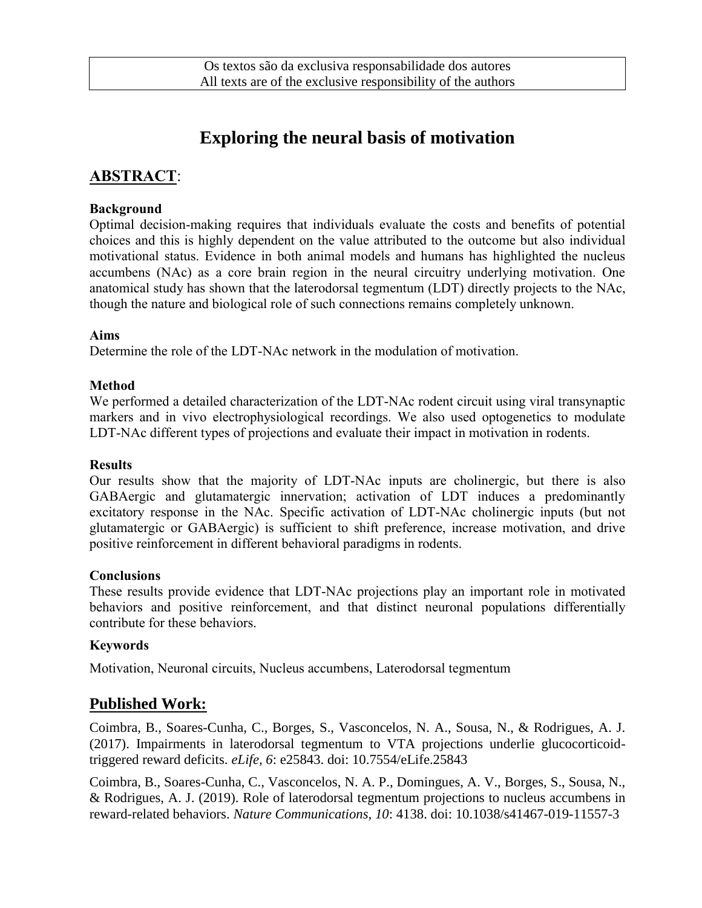Os textos são da exclusiva responsabilidade dos autores
All texts are of the exclusive responsibility of the authors

# Exploring the neural basis of motivation

## ABSTRACT:

### Background

Optimal decision-making requires that individuals evaluate the costs and benefits of potential choices and this is highly dependent on the value attributed to the outcome but also individual motivational status. Evidence in both animal models and humans has highlighted the nucleus accumbens (NAc) as a core brain region in the neural circuitry underlying motivation. One anatomical study has shown that the laterodorsal tegmentum (LDT) directly projects to the NAc, though the nature and biological role of such connections remains completely unknown.

### Aims

Determine the role of the LDT-NAc network in the modulation of motivation.

### Method

We performed a detailed characterization of the LDT-NAc rodent circuit using viral transynaptic markers and in vivo electrophysiological recordings. We also used optogenetics to modulate LDT-NAc different types of projections and evaluate their impact in motivation in rodents.

### Results

Our results show that the majority of LDT-NAc inputs are cholinergic, but there is also GABAergic and glutamatergic innervation; activation of LDT induces a predominantly excitatory response in the NAc. Specific activation of LDT-NAc cholinergic inputs (but not glutamatergic or GABAergic) is sufficient to shift preference, increase motivation, and drive positive reinforcement in different behavioral paradigms in rodents.

### Conclusions

These results provide evidence that LDT-NAc projections play an important role in motivated behaviors and positive reinforcement, and that distinct neuronal populations differentially contribute for these behaviors.

### Keywords

Motivation, Neuronal circuits, Nucleus accumbens, Laterodorsal tegmentum

## Published Work:

Coimbra, B., Soares-Cunha, C., Borges, S., Vasconcelos, N. A., Sousa, N., & Rodrigues, A. J. (2017). Impairments in laterodorsal tegmentum to VTA projections underlie glucocorticoid-triggered reward deficits. *eLife, 6*: e25843. doi: 10.7554/eLife.25843

Coimbra, B., Soares-Cunha, C., Vasconcelos, N. A. P., Domingues, A. V., Borges, S., Sousa, N., & Rodrigues, A. J. (2019). Role of laterodorsal tegmentum projections to nucleus accumbens in reward-related behaviors. *Nature Communications, 10*: 4138. doi: 10.1038/s41467-019-11557-3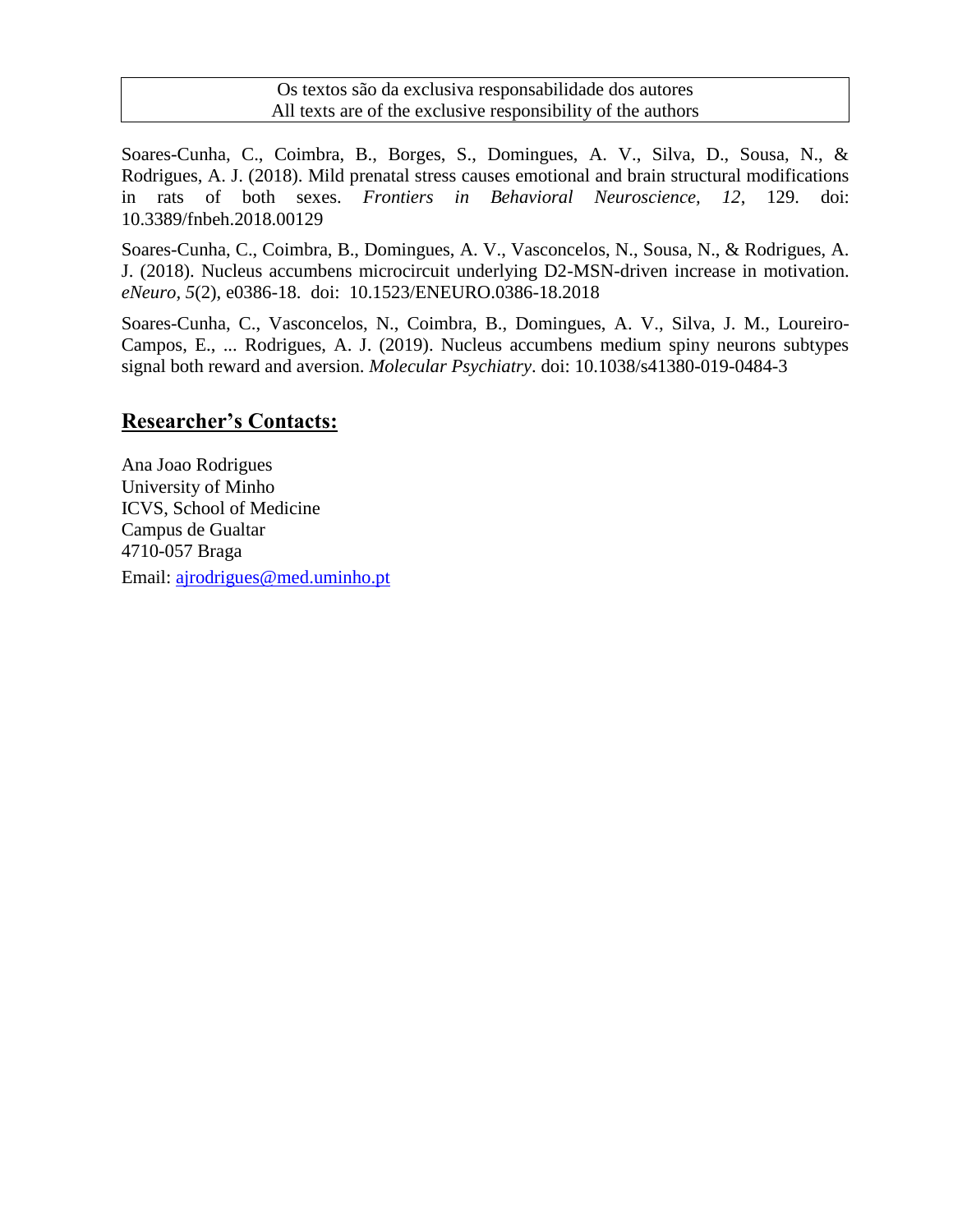Os textos são da exclusiva responsabilidade dos autores
All texts are of the exclusive responsibility of the authors

Soares-Cunha, C., Coimbra, B., Borges, S., Domingues, A. V., Silva, D., Sousa, N., & Rodrigues, A. J. (2018). Mild prenatal stress causes emotional and brain structural modifications in rats of both sexes. *Frontiers in Behavioral Neuroscience, 12*, 129. doi: 10.3389/fnbeh.2018.00129

Soares-Cunha, C., Coimbra, B., Domingues, A. V., Vasconcelos, N., Sousa, N., & Rodrigues, A. J. (2018). Nucleus accumbens microcircuit underlying D2-MSN-driven increase in motivation. *eNeuro, 5*(2), e0386-18. doi: 10.1523/ENEURO.0386-18.2018

Soares-Cunha, C., Vasconcelos, N., Coimbra, B., Domingues, A. V., Silva, J. M., Loureiro-Campos, E., ... Rodrigues, A. J. (2019). Nucleus accumbens medium spiny neurons subtypes signal both reward and aversion. *Molecular Psychiatry*. doi: 10.1038/s41380-019-0484-3

## Researcher's Contacts:

Ana Joao Rodrigues
University of Minho
ICVS, School of Medicine
Campus de Gualtar
4710-057 Braga

Email: ajrodrigues@med.uminho.pt